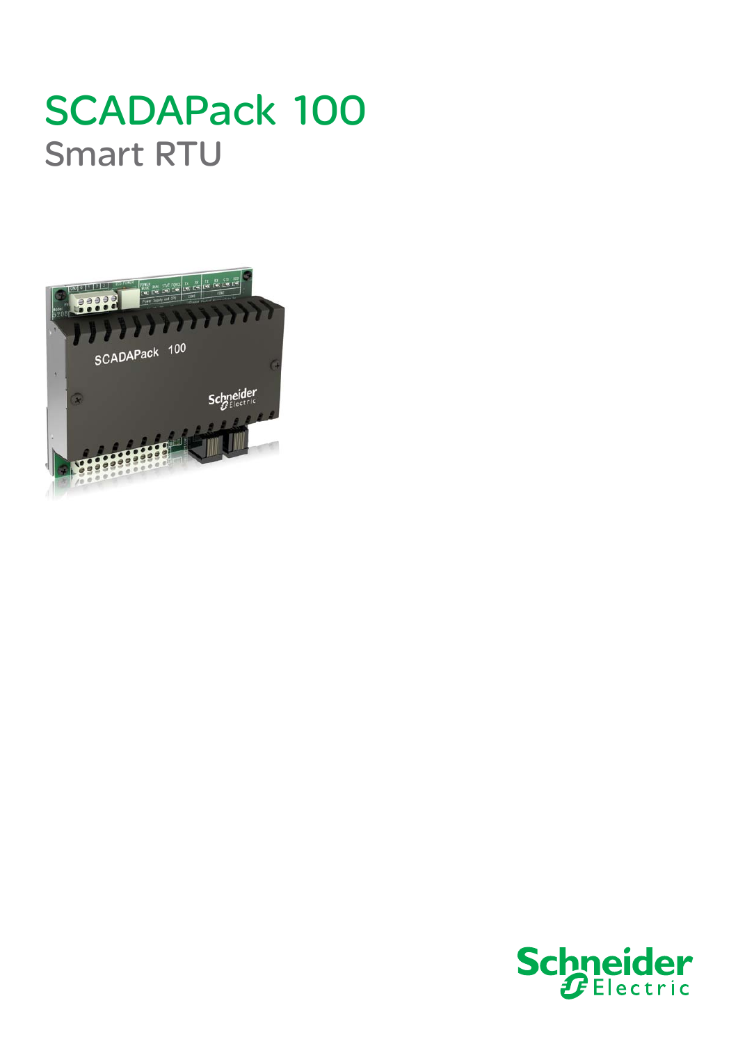# SCADAPack 100

## Smart RTU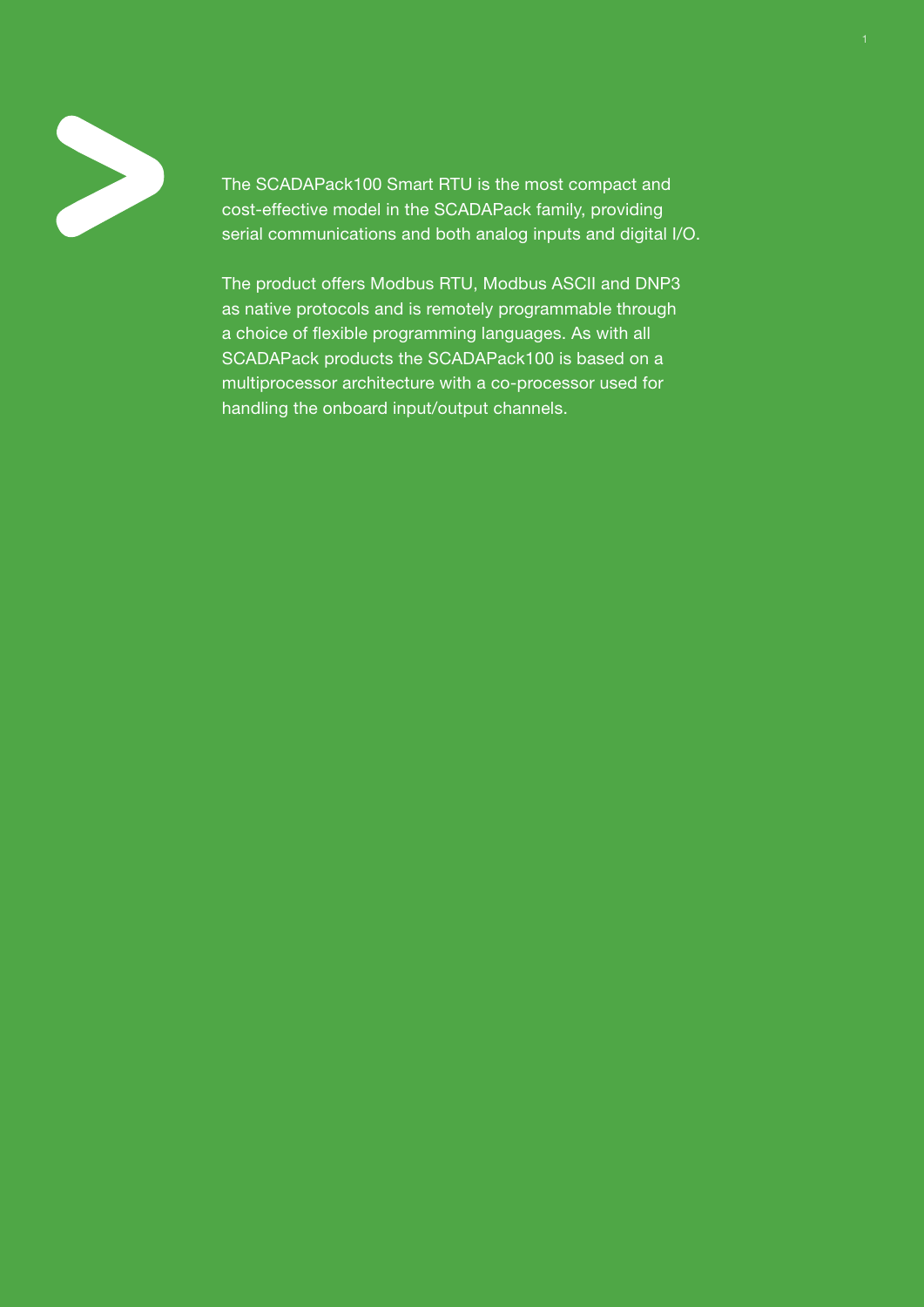The SCADAPack100 Smart RTU is the most compact and cost-effective model in the SCADAPack family, providing serial communications and both analog inputs and digital I/O.

The product offers Modbus RTU, Modbus ASCII and DNP3 as native protocols and is remotely programmable through a choice of flexible programming languages. As with all SCADAPack products the SCADAPack100 is based on a multiprocessor architecture with a co-processor used for handling the onboard input/output channels.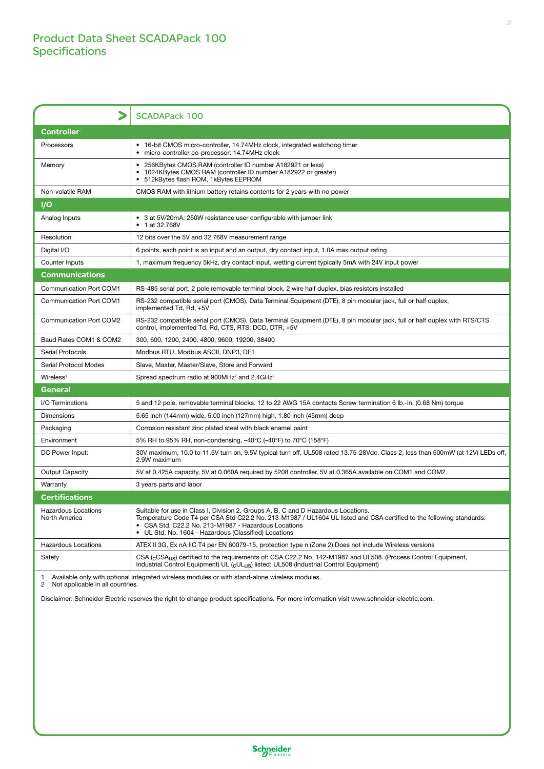# Product Data Sheet SCADAPack 100
## Specifications

| | SCADAPack 100 |
|---|---|
| **Controller** | |
| Processors | • 16-bit CMOS micro-controller, 14.74MHz clock, integrated watchdog timer<br>• micro-controller co-processor: 14.74MHz clock |
| Memory | • 256KBytes CMOS RAM (controller ID number A182921 or less)<br>• 1024KBytes CMOS RAM (controller ID number A182922 or greater)<br>• 512kBytes flash ROM, 1kBytes EEPROM |
| Non-volatile RAM | CMOS RAM with lithium battery retains contents for 2 years with no power |
| **I/O** | |
| Analog Inputs | • 3 at 5V/20mA: 250W resistance user configurable with jumper link<br>• 1 at 32.768V |
| Resolution | 12 bits over the 5V and 32.768V measurement range |
| Digital I/O | 6 points, each point is an input and an output, dry contact input, 1.0A max output rating |
| Counter Inputs | 1, maximum frequency 5kHz, dry contact input, wetting current typically 5mA with 24V input power |
| **Communications** | |
| Communication Port COM1 | RS-485 serial port, 2 pole removable terminal block, 2 wire half duplex, bias resistors installed |
| Communication Port COM1 | RS-232 compatible serial port (CMOS), Data Terminal Equipment (DTE), 8 pin modular jack, full or half duplex, implemented Td, Rd, +5V |
| Communication Port COM2 | RS-232 compatible serial port (CMOS), Data Terminal Equipment (DTE), 8 pin modular jack, full or half duplex with RTS/CTS control, implemented Td, Rd, CTS, RTS, DCD, DTR, +5V |
| Baud Rates COM1 & COM2 | 300, 600, 1200, 2400, 4800, 9600, 19200, 38400 |
| Serial Protocols | Modbus RTU, Modbus ASCII, DNP3, DF1 |
| Serial Protocol Modes | Slave, Master, Master/Slave, Store and Forward |
| Wireless[1] | Spread spectrum radio at 900MHz[2] and 2.4GHz[2] |
| **General** | |
| I/O Terminations | 5 and 12 pole, removable terminal blocks. 12 to 22 AWG 15A contacts Screw termination 6 lb.-in. (0.68 Nm) torque |
| Dimensions | 5.65 inch (144mm) wide, 5.00 inch (127mm) high, 1.80 inch (45mm) deep |
| Packaging | Corrosion resistant zinc plated steel with black enamel paint |
| Environment | 5% RH to 95% RH, non-condensing, –40°C (–40°F) to 70°C (158°F) |
| DC Power Input: | 30V maximum, 10.0 to 11.5V turn on, 9.5V typical turn off, UL508 rated 13.75-28Vdc. Class 2, less than 500mW (at 12V) LEDs off, 2.9W maximum |
| Output Capacity | 5V at 0.425A capacity, 5V at 0.060A required by 5208 controller, 5V at 0.365A available on COM1 and COM2 |
| Warranty | 3 years parts and labor |
| **Certifications** | |
| Hazardous Locations North America | Suitable for use in Class I, Division 2, Groups A, B, C and D Hazardous Locations.<br>Temperature Code T4 per CSA Std C22.2 No. 213-M1987 / UL1604 UL listed and CSA certified to the following standards:<br>• CSA Std. C22.2 No. 213-M1987 - Hazardous Locations<br>• UL Std. No. 1604 - Hazardous (Classified) Locations |
| Hazardous Locations | ATEX II 3G, Ex nA IIC T4 per EN 60079-15, protection type n (Zone 2) Does not include Wireless versions |
| Safety | CSA ($_{C}$CSA$_{US}$) certified to the requirements of: CSA C22.2 No. 142-M1987 and UL508. (Process Control Equipment, Industrial Control Equipment) UL ($_{C}$UL$_{US}$) listed: UL508 (Industrial Control Equipment) |

1 Available only with optional integrated wireless modules or with stand-alone wireless modules.
2 Not applicable in all countries.

Disclaimer: Schneider Electric reserves the right to change product specifications. For more information visit www.schneider-electric.com.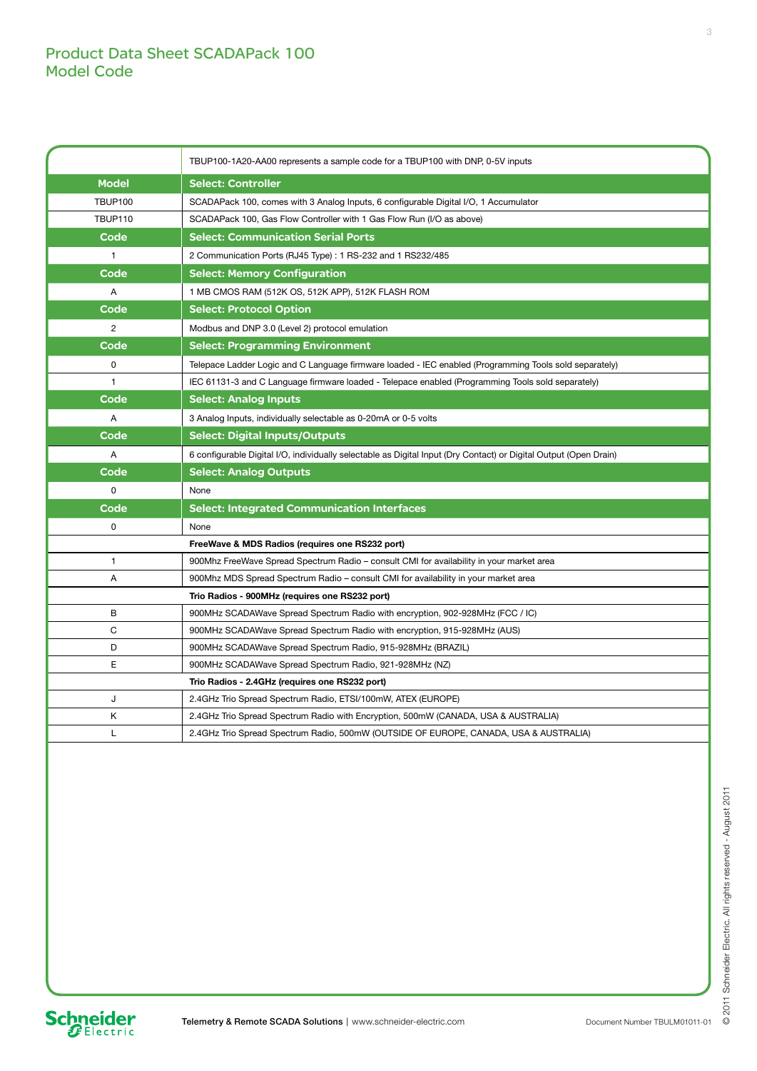# Product Data Sheet SCADAPack 100
## Model Code

| | TBUP100-1A20-AA00 represents a sample code for a TBUP100 with DNP, 0-5V inputs |
|---|---|
| **Model** | **Select: Controller** |
| TBUP100 | SCADAPack 100, comes with 3 Analog Inputs, 6 configurable Digital I/O, 1 Accumulator |
| TBUP110 | SCADAPack 100, Gas Flow Controller with 1 Gas Flow Run (I/O as above) |
| **Code** | **Select: Communication Serial Ports** |
| 1 | 2 Communication Ports (RJ45 Type) : 1 RS-232 and 1 RS232/485 |
| **Code** | **Select: Memory Configuration** |
| A | 1 MB CMOS RAM (512K OS, 512K APP), 512K FLASH ROM |
| **Code** | **Select: Protocol Option** |
| 2 | Modbus and DNP 3.0 (Level 2) protocol emulation |
| **Code** | **Select: Programming Environment** |
| 0 | Telepace Ladder Logic and C Language firmware loaded - IEC enabled (Programming Tools sold separately) |
| 1 | IEC 61131-3 and C Language firmware loaded - Telepace enabled (Programming Tools sold separately) |
| **Code** | **Select: Analog Inputs** |
| A | 3 Analog Inputs, individually selectable as 0-20mA or 0-5 volts |
| **Code** | **Select: Digital Inputs/Outputs** |
| A | 6 configurable Digital I/O, individually selectable as Digital Input (Dry Contact) or Digital Output (Open Drain) |
| **Code** | **Select: Analog Outputs** |
| 0 | None |
| **Code** | **Select: Integrated Communication Interfaces** |
| 0 | None |
| | **FreeWave & MDS Radios (requires one RS232 port)** |
| 1 | 900Mhz FreeWave Spread Spectrum Radio – consult CMI for availability in your market area |
| A | 900Mhz MDS Spread Spectrum Radio – consult CMI for availability in your market area |
| | **Trio Radios - 900MHz (requires one RS232 port)** |
| B | 900MHz SCADAWave Spread Spectrum Radio with encryption, 902-928MHz (FCC / IC) |
| C | 900MHz SCADAWave Spread Spectrum Radio with encryption, 915-928MHz (AUS) |
| D | 900MHz SCADAWave Spread Spectrum Radio, 915-928MHz (BRAZIL) |
| E | 900MHz SCADAWave Spread Spectrum Radio, 921-928MHz (NZ) |
| | **Trio Radios - 2.4GHz (requires one RS232 port)** |
| J | 2.4GHz Trio Spread Spectrum Radio, ETSI/100mW, ATEX (EUROPE) |
| K | 2.4GHz Trio Spread Spectrum Radio with Encryption, 500mW (CANADA, USA & AUSTRALIA) |
| L | 2.4GHz Trio Spread Spectrum Radio, 500mW (OUTSIDE OF EUROPE, CANADA, USA & AUSTRALIA) |

**Telemetry & Remote SCADA Solutions** | www.schneider-electric.com

Document Number TBULM01011-01

© 2011 Schneider Electric. All rights reserved - August 2011